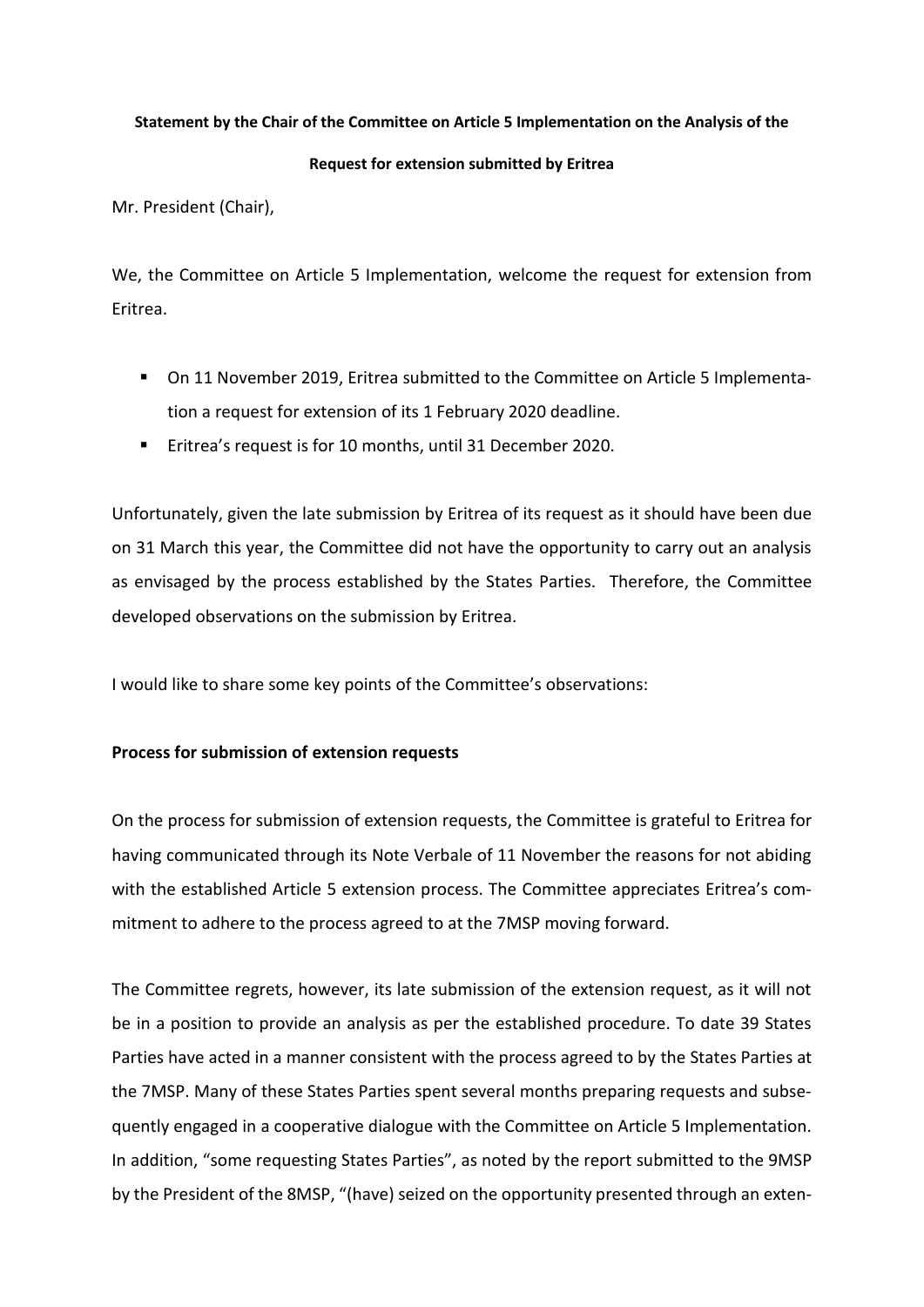**Statement by the Chair of the Committee on Article 5 Implementation on the Analysis of the Request for extension submitted by Eritrea**

Mr. President (Chair),

We, the Committee on Article 5 Implementation, welcome the request for extension from Eritrea.

- On 11 November 2019, Eritrea submitted to the Committee on Article 5 Implementation a request for extension of its 1 February 2020 deadline.
- Eritrea's request is for 10 months, until 31 December 2020.

Unfortunately, given the late submission by Eritrea of its request as it should have been due on 31 March this year, the Committee did not have the opportunity to carry out an analysis as envisaged by the process established by the States Parties. Therefore, the Committee developed observations on the submission by Eritrea.

I would like to share some key points of the Committee's observations:

**Process for submission of extension requests**

On the process for submission of extension requests, the Committee is grateful to Eritrea for having communicated through its Note Verbale of 11 November the reasons for not abiding with the established Article 5 extension process. The Committee appreciates Eritrea's commitment to adhere to the process agreed to at the 7MSP moving forward.

The Committee regrets, however, its late submission of the extension request, as it will not be in a position to provide an analysis as per the established procedure. To date 39 States Parties have acted in a manner consistent with the process agreed to by the States Parties at the 7MSP. Many of these States Parties spent several months preparing requests and subsequently engaged in a cooperative dialogue with the Committee on Article 5 Implementation. In addition, "some requesting States Parties", as noted by the report submitted to the 9MSP by the President of the 8MSP, "(have) seized on the opportunity presented through an exten-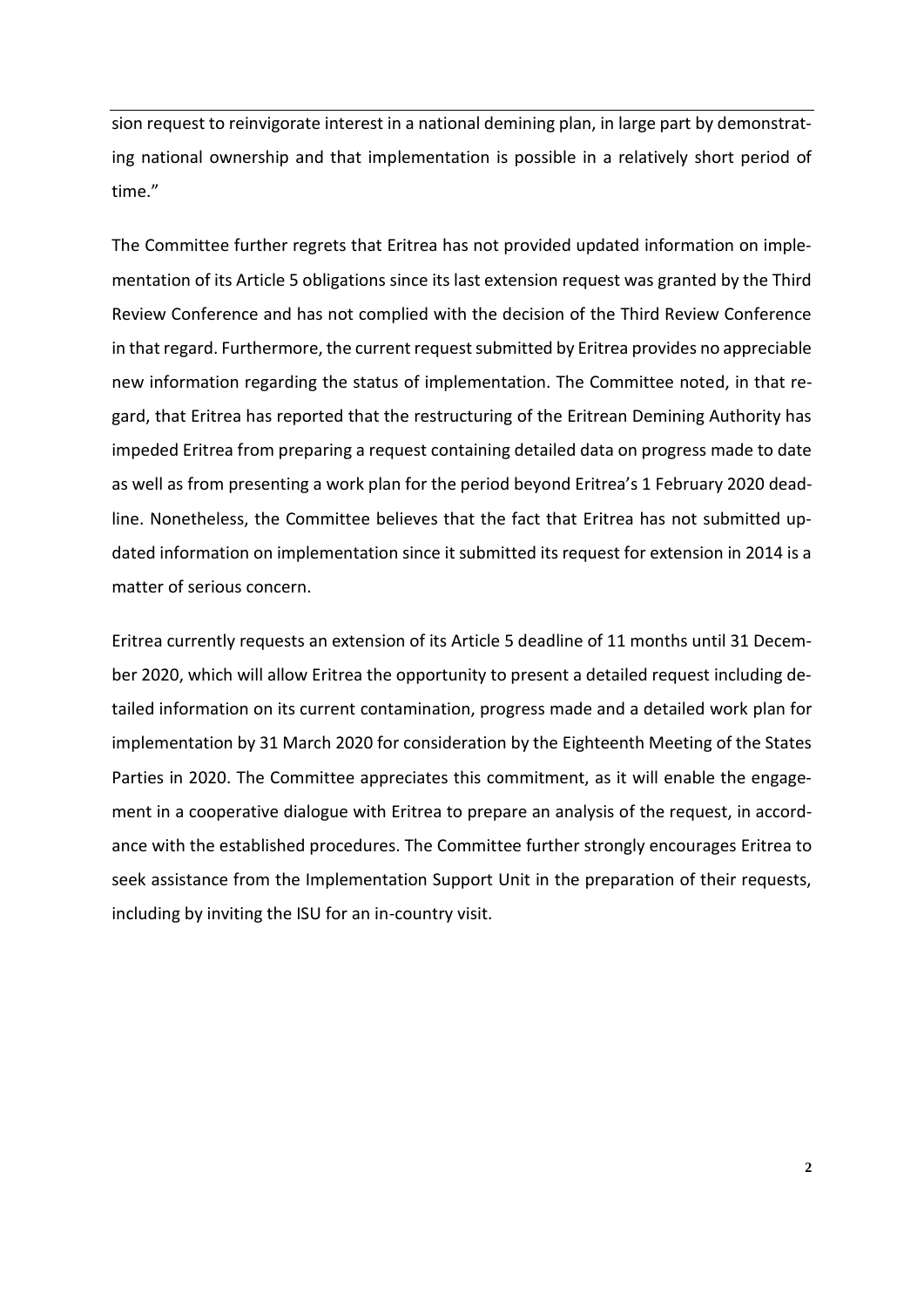sion request to reinvigorate interest in a national demining plan, in large part by demonstrating national ownership and that implementation is possible in a relatively short period of time."

The Committee further regrets that Eritrea has not provided updated information on implementation of its Article 5 obligations since its last extension request was granted by the Third Review Conference and has not complied with the decision of the Third Review Conference in that regard. Furthermore, the current request submitted by Eritrea provides no appreciable new information regarding the status of implementation. The Committee noted, in that regard, that Eritrea has reported that the restructuring of the Eritrean Demining Authority has impeded Eritrea from preparing a request containing detailed data on progress made to date as well as from presenting a work plan for the period beyond Eritrea's 1 February 2020 deadline. Nonetheless, the Committee believes that the fact that Eritrea has not submitted updated information on implementation since it submitted its request for extension in 2014 is a matter of serious concern.

Eritrea currently requests an extension of its Article 5 deadline of 11 months until 31 December 2020, which will allow Eritrea the opportunity to present a detailed request including detailed information on its current contamination, progress made and a detailed work plan for implementation by 31 March 2020 for consideration by the Eighteenth Meeting of the States Parties in 2020. The Committee appreciates this commitment, as it will enable the engagement in a cooperative dialogue with Eritrea to prepare an analysis of the request, in accordance with the established procedures. The Committee further strongly encourages Eritrea to seek assistance from the Implementation Support Unit in the preparation of their requests, including by inviting the ISU for an in-country visit.